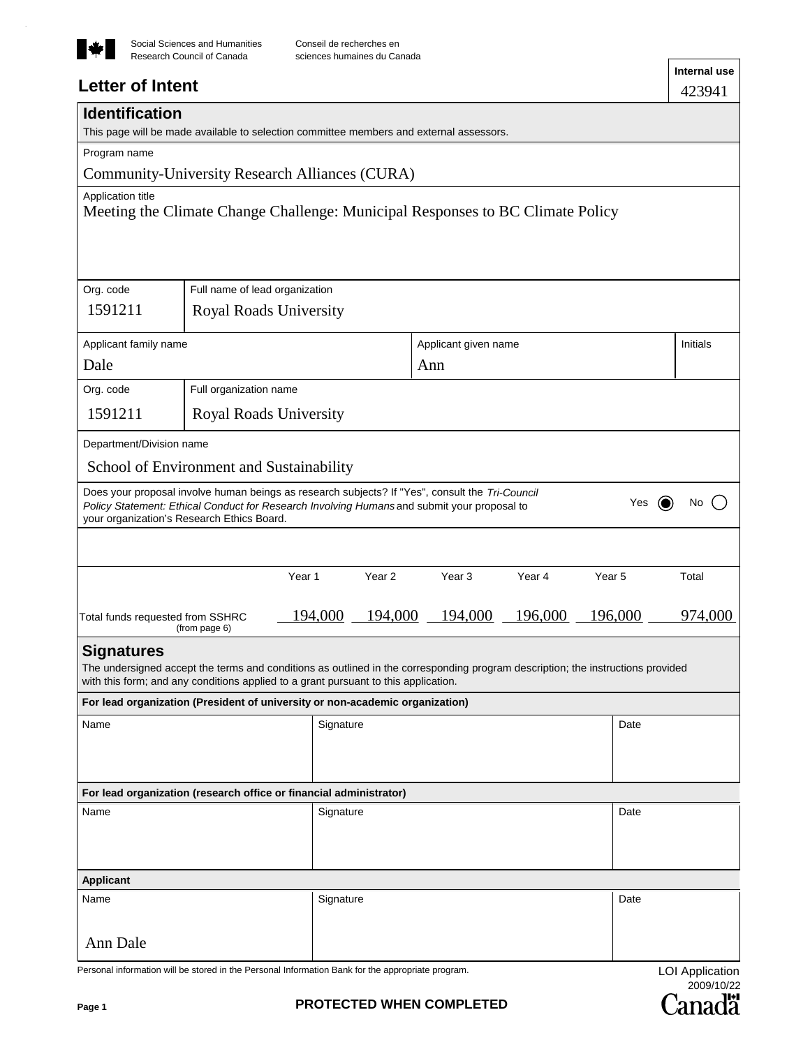Social Sciences and Humanities Research Council of Canada

Conseil de recherches en sciences humaines du Canada

# Letter of Intent

| Internal use |
| --- |
| 423941 |

## Identification

This page will be made available to selection committee members and external assessors.

**Program name**

Community-University Research Alliances (CURA)

**Application title**

Meeting the Climate Change Challenge: Municipal Responses to BC Climate Policy

| Org. code | Full name of lead organization |
| --- | --- |
| 1591211 | Royal Roads University |

| Applicant family name | Applicant given name | Initials |
| --- | --- | --- |
| Dale | Ann | |

| Org. code | Full organization name |
| --- | --- |
| 1591211 | Royal Roads University |

**Department/Division name**

School of Environment and Sustainability

Does your proposal involve human beings as research subjects? If "Yes", consult the *Tri-Council Policy Statement: Ethical Conduct for Research Involving Humans* and submit your proposal to your organization's Research Ethics Board.

Yes (●) No ( )

| | Year 1 | Year 2 | Year 3 | Year 4 | Year 5 | Total |
| --- | --- | --- | --- | --- | --- | --- |
| Total funds requested from SSHRC (from page 6) | 194,000 | 194,000 | 194,000 | 196,000 | 196,000 | 974,000 |

## Signatures

The undersigned accept the terms and conditions as outlined in the corresponding program description; the instructions provided with this form; and any conditions applied to a grant pursuant to this application.

**For lead organization (President of university or non-academic organization)**

| Name | Signature | Date |
| --- | --- | --- |
| | | |

**For lead organization (research office or financial administrator)**

| Name | Signature | Date |
| --- | --- | --- |
| | | |

**Applicant**

| Name | Signature | Date |
| --- | --- | --- |
| Ann Dale | | |

Personal information will be stored in the Personal Information Bank for the appropriate program.

LOI Application 2009/10/22

PROTECTED WHEN COMPLETED

Canada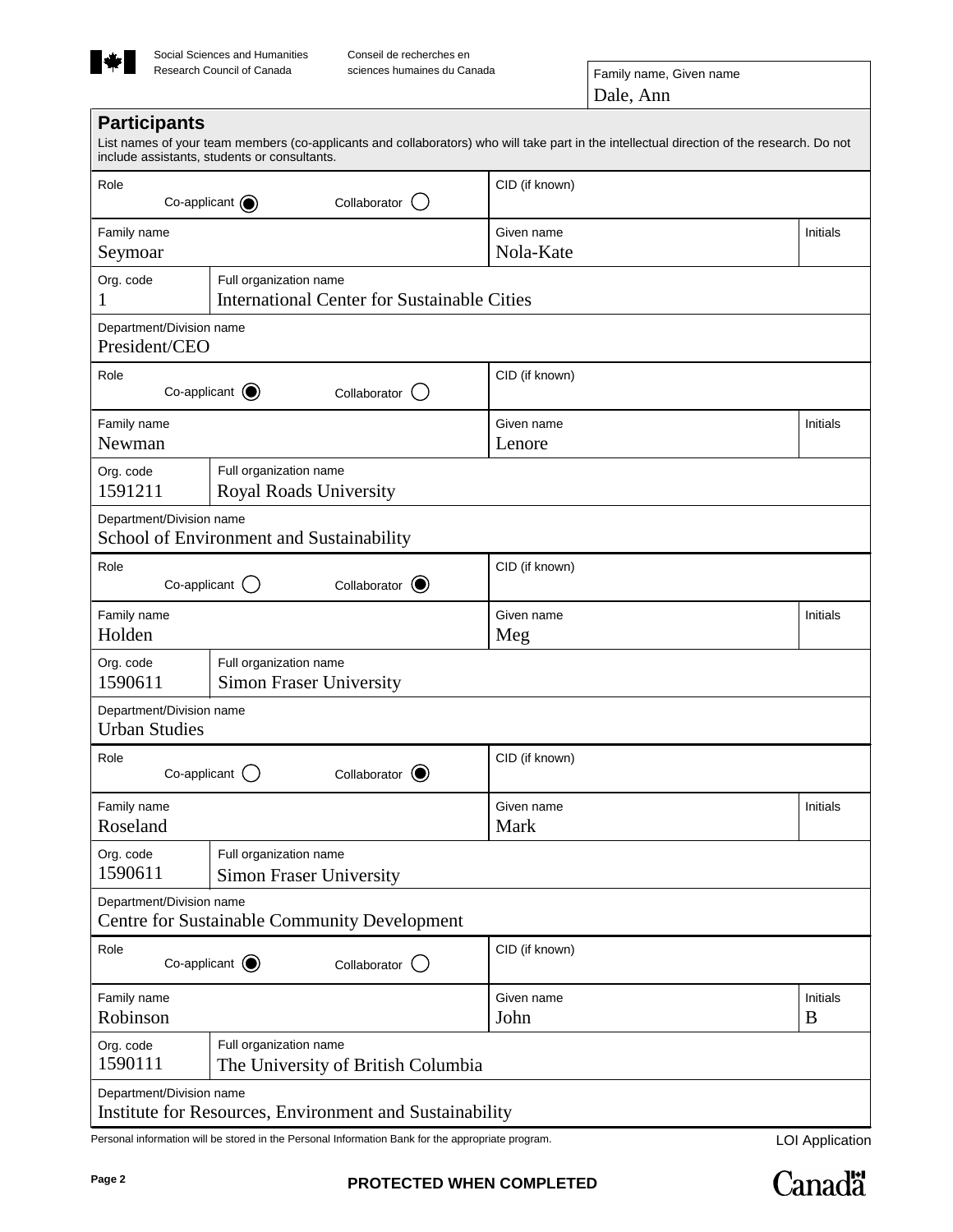Social Sciences and Humanities Research Council of Canada | Conseil de recherches en sciences humaines du Canada

| Family name, Given name |
|---|
| Dale, Ann |

## Participants

List names of your team members (co-applicants and collaborators) who will take part in the intellectual direction of the research. Do not include assistants, students or consultants.

| Role | | CID (if known) | |
|---|---|---|---|
| Co-applicant (selected) | | | |
| **Family name** | | **Given name** | **Initials** |
| Seymoar | | Nola-Kate | |
| **Org. code** | **Full organization name** | | |
| 1 | International Center for Sustainable Cities | | |
| **Department/Division name** | | | |
| President/CEO | | | |

| Role | | CID (if known) | |
|---|---|---|---|
| Co-applicant (selected) | | | |
| **Family name** | | **Given name** | **Initials** |
| Newman | | Lenore | |
| **Org. code** | **Full organization name** | | |
| 1591211 | Royal Roads University | | |
| **Department/Division name** | | | |
| School of Environment and Sustainability | | | |

| Role | | CID (if known) | |
|---|---|---|---|
| Collaborator (selected) | | | |
| **Family name** | | **Given name** | **Initials** |
| Holden | | Meg | |
| **Org. code** | **Full organization name** | | |
| 1590611 | Simon Fraser University | | |
| **Department/Division name** | | | |
| Urban Studies | | | |

| Role | | CID (if known) | |
|---|---|---|---|
| Collaborator (selected) | | | |
| **Family name** | | **Given name** | **Initials** |
| Roseland | | Mark | |
| **Org. code** | **Full organization name** | | |
| 1590611 | Simon Fraser University | | |
| **Department/Division name** | | | |
| Centre for Sustainable Community Development | | | |

| Role | | CID (if known) | |
|---|---|---|---|
| Co-applicant (selected) | | | |
| **Family name** | | **Given name** | **Initials** |
| Robinson | | John | B |
| **Org. code** | **Full organization name** | | |
| 1590111 | The University of British Columbia | | |
| **Department/Division name** | | | |
| Institute for Resources, Environment and Sustainability | | | |

Personal information will be stored in the Personal Information Bank for the appropriate program.

LOI Application

PROTECTED WHEN COMPLETED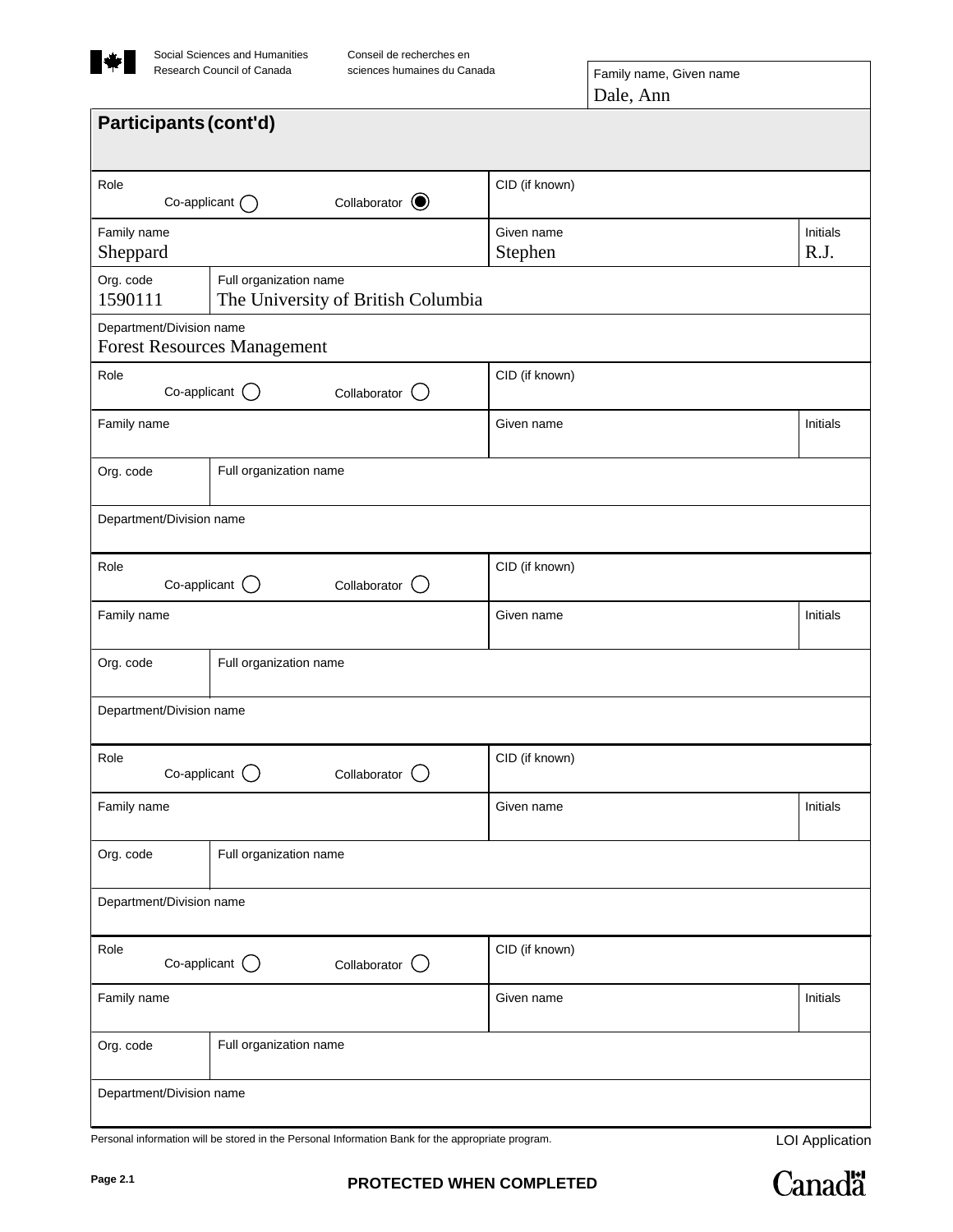Social Sciences and Humanities Research Council of Canada

Conseil de recherches en sciences humaines du Canada

Family name, Given name
Dale, Ann

## Participants (cont'd)

| Role | CID (if known) | |
|---|---|---|
| Co-applicant ○ Collaborator ◉ | | |
| **Family name** | **Given name** | **Initials** |
| Sheppard | Stephen | R.J. |
| **Org. code** | **Full organization name** | |
| 1590111 | The University of British Columbia | |
| **Department/Division name** | | |
| Forest Resources Management | | |

| Role | CID (if known) | |
|---|---|---|
| Co-applicant ○ Collaborator ○ | | |
| **Family name** | **Given name** | **Initials** |
| | | |
| **Org. code** | **Full organization name** | |
| | | |
| **Department/Division name** | | |
| | | |

| Role | CID (if known) | |
|---|---|---|
| Co-applicant ○ Collaborator ○ | | |
| **Family name** | **Given name** | **Initials** |
| | | |
| **Org. code** | **Full organization name** | |
| | | |
| **Department/Division name** | | |
| | | |

| Role | CID (if known) | |
|---|---|---|
| Co-applicant ○ Collaborator ○ | | |
| **Family name** | **Given name** | **Initials** |
| | | |
| **Org. code** | **Full organization name** | |
| | | |
| **Department/Division name** | | |
| | | |

| Role | CID (if known) | |
|---|---|---|
| Co-applicant ○ Collaborator ○ | | |
| **Family name** | **Given name** | **Initials** |
| | | |
| **Org. code** | **Full organization name** | |
| | | |
| **Department/Division name** | | |
| | | |

Personal information will be stored in the Personal Information Bank for the appropriate program.

LOI Application

PROTECTED WHEN COMPLETED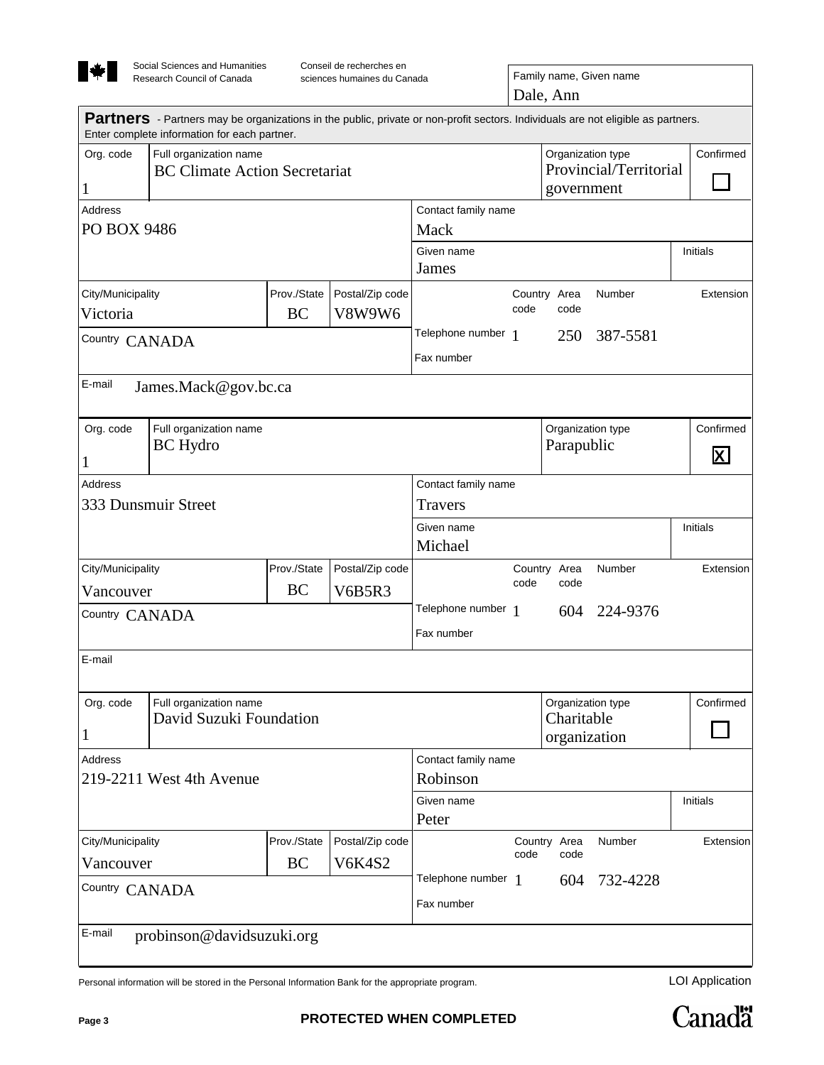Social Sciences and Humanities Research Council of Canada | Conseil de recherches en sciences humaines du Canada

| Family name, Given name |
| --- |
| Dale, Ann |

## Partners

- Partners may be organizations in the public, private or non-profit sectors. Individuals are not eligible as partners. Enter complete information for each partner.

| Field | Value |
| --- | --- |
| Org. code | 1 |
| Full organization name | BC Climate Action Secretariat |
| Organization type | Provincial/Territorial government |
| Confirmed | ☐ |
| Address | PO BOX 9486 |
| Contact family name | Mack |
| Given name | James |
| Initials | |
| City/Municipality | Victoria |
| Prov./State | BC |
| Postal/Zip code | V8W9W6 |
| Country | CANADA |
| Telephone number (Country code / Area code / Number / Extension) | 1 / 250 / 387-5581 / |
| Fax number | |
| E-mail | James.Mack@gov.bc.ca |

| Field | Value |
| --- | --- |
| Org. code | 1 |
| Full organization name | BC Hydro |
| Organization type | Parapublic |
| Confirmed | ☒ |
| Address | 333 Dunsmuir Street |
| Contact family name | Travers |
| Given name | Michael |
| Initials | |
| City/Municipality | Vancouver |
| Prov./State | BC |
| Postal/Zip code | V6B5R3 |
| Country | CANADA |
| Telephone number (Country code / Area code / Number / Extension) | 1 / 604 / 224-9376 / |
| Fax number | |
| E-mail | |

| Field | Value |
| --- | --- |
| Org. code | 1 |
| Full organization name | David Suzuki Foundation |
| Organization type | Charitable organization |
| Confirmed | ☐ |
| Address | 219-2211 West 4th Avenue |
| Contact family name | Robinson |
| Given name | Peter |
| Initials | |
| City/Municipality | Vancouver |
| Prov./State | BC |
| Postal/Zip code | V6K4S2 |
| Country | CANADA |
| Telephone number (Country code / Area code / Number / Extension) | 1 / 604 / 732-4228 / |
| Fax number | |
| E-mail | probinson@davidsuzuki.org |

Personal information will be stored in the Personal Information Bank for the appropriate program.

LOI Application

PROTECTED WHEN COMPLETED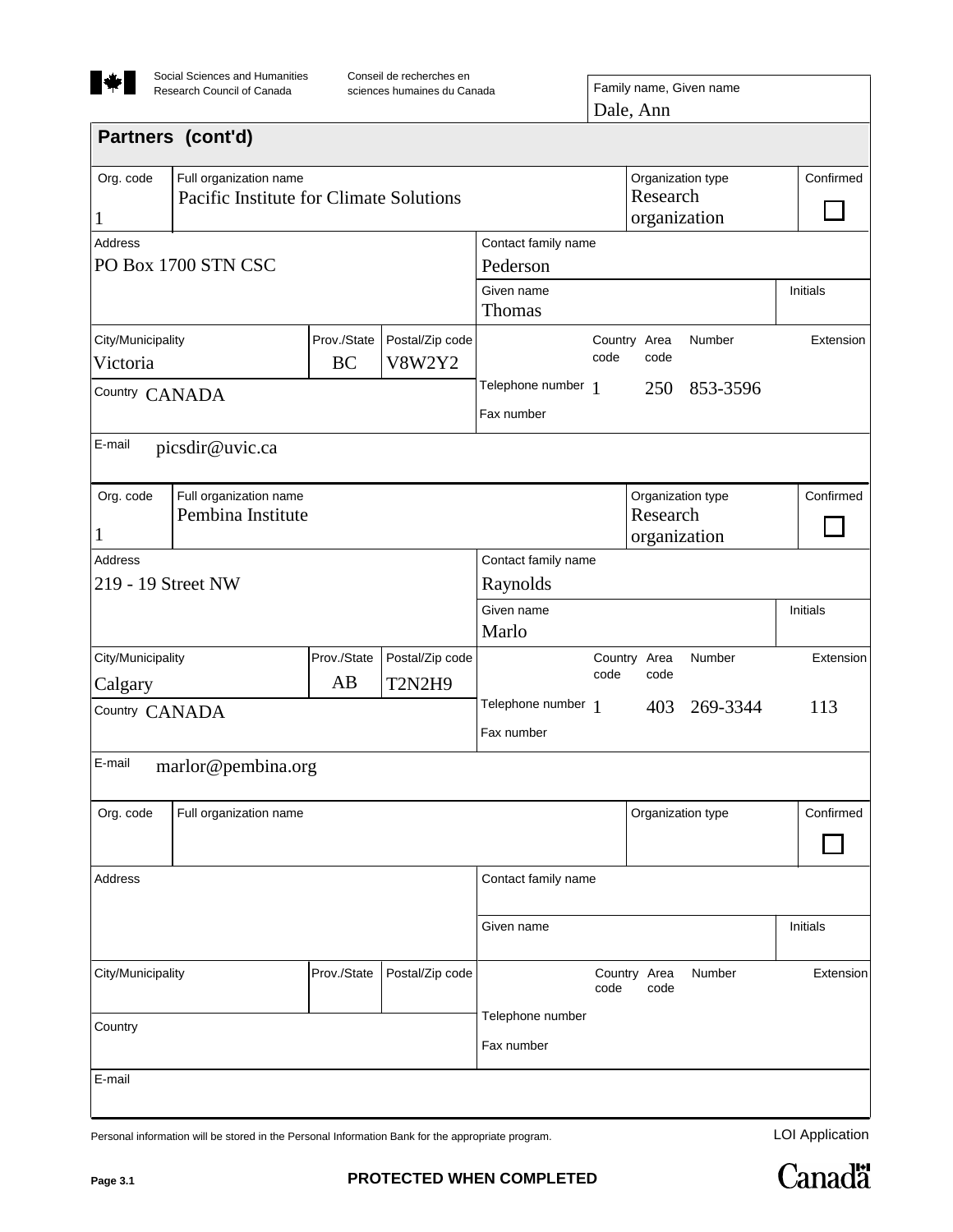Social Sciences and Humanities Research Council of Canada | Conseil de recherches en sciences humaines du Canada

| Family name, Given name |
| --- |
| Dale, Ann |

## Partners (cont'd)

| Org. code | Full organization name | Organization type | Confirmed |
| --- | --- | --- | --- |
| 1 | Pacific Institute for Climate Solutions | Research organization | ☐ |

| Field | Value |
| --- | --- |
| Address | PO Box 1700 STN CSC |
| Contact family name | Pederson |
| Given name | Thomas |
| Initials | |
| City/Municipality | Victoria |
| Prov./State | BC |
| Postal/Zip code | V8W2Y2 |
| Country | CANADA |
| Telephone number (Country code / Area code / Number / Extension) | 1 / 250 / 853-3596 / |
| Fax number | |
| E-mail | picsdir@uvic.ca |

| Org. code | Full organization name | Organization type | Confirmed |
| --- | --- | --- | --- |
| 1 | Pembina Institute | Research organization | ☐ |

| Field | Value |
| --- | --- |
| Address | 219 - 19 Street NW |
| Contact family name | Raynolds |
| Given name | Marlo |
| Initials | |
| City/Municipality | Calgary |
| Prov./State | AB |
| Postal/Zip code | T2N2H9 |
| Country | CANADA |
| Telephone number (Country code / Area code / Number / Extension) | 1 / 403 / 269-3344 / 113 |
| Fax number | |
| E-mail | marlor@pembina.org |

| Org. code | Full organization name | Organization type | Confirmed |
| --- | --- | --- | --- |
| | | | ☐ |

| Field | Value |
| --- | --- |
| Address | |
| Contact family name | |
| Given name | |
| Initials | |
| City/Municipality | |
| Prov./State | |
| Postal/Zip code | |
| Country | |
| Telephone number (Country code / Area code / Number / Extension) | |
| Fax number | |
| E-mail | |

Personal information will be stored in the Personal Information Bank for the appropriate program.

LOI Application

PROTECTED WHEN COMPLETED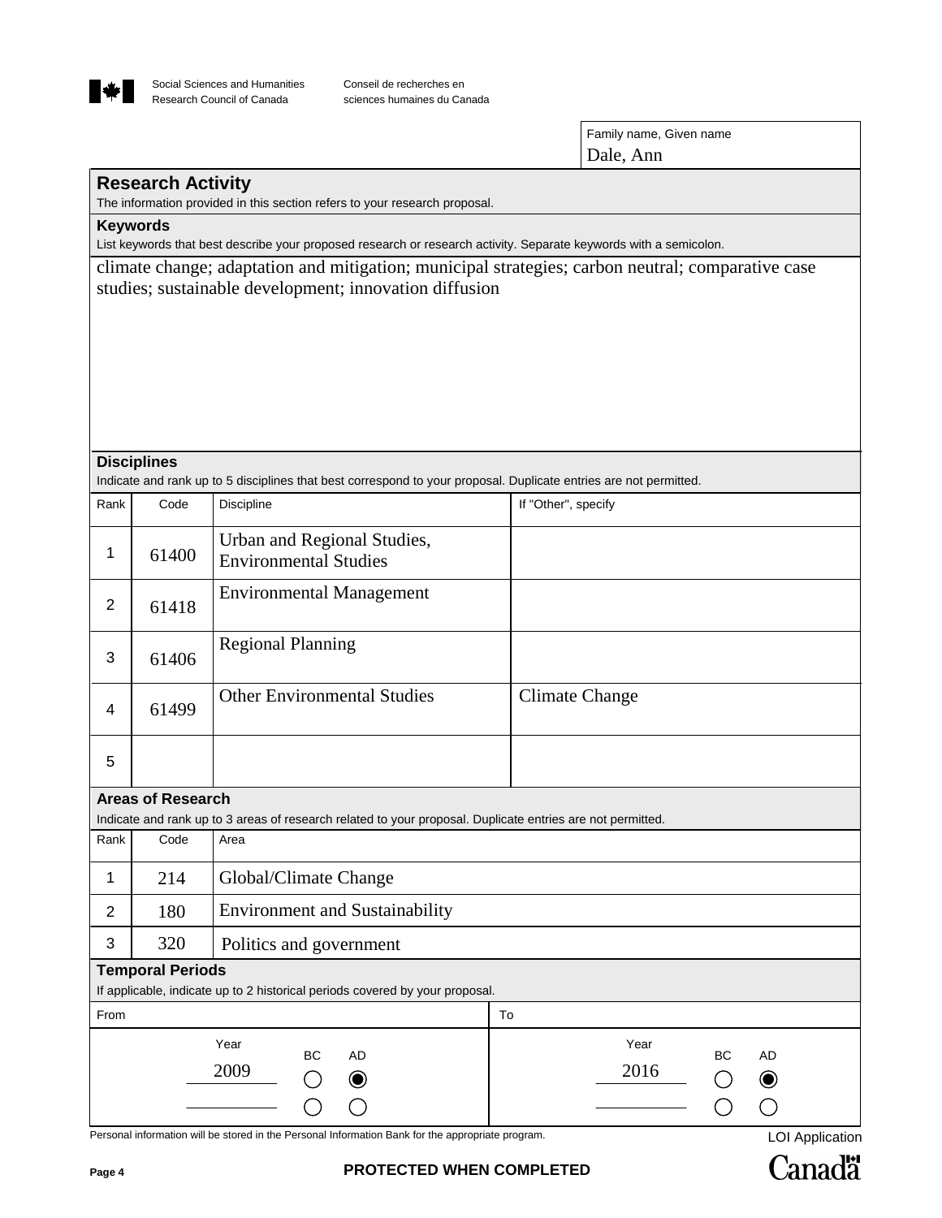Social Sciences and Humanities Research Council of Canada | Conseil de recherches en sciences humaines du Canada

| Family name, Given name |
| --- |
| Dale, Ann |

## Research Activity

The information provided in this section refers to your research proposal.

### Keywords

List keywords that best describe your proposed research or research activity. Separate keywords with a semicolon.

climate change; adaptation and mitigation; municipal strategies; carbon neutral; comparative case studies; sustainable development; innovation diffusion

### Disciplines

Indicate and rank up to 5 disciplines that best correspond to your proposal. Duplicate entries are not permitted.

| Rank | Code | Discipline | If "Other", specify |
| --- | --- | --- | --- |
| 1 | 61400 | Urban and Regional Studies, Environmental Studies | |
| 2 | 61418 | Environmental Management | |
| 3 | 61406 | Regional Planning | |
| 4 | 61499 | Other Environmental Studies | Climate Change |
| 5 | | | |

### Areas of Research

Indicate and rank up to 3 areas of research related to your proposal. Duplicate entries are not permitted.

| Rank | Code | Area |
| --- | --- | --- |
| 1 | 214 | Global/Climate Change |
| 2 | 180 | Environment and Sustainability |
| 3 | 320 | Politics and government |

### Temporal Periods

If applicable, indicate up to 2 historical periods covered by your proposal.

| From – Year | BC | AD | To – Year | BC | AD |
| --- | --- | --- | --- | --- | --- |
| 2009 | ○ | ● | 2016 | ○ | ● |
| | ○ | ○ | | ○ | ○ |

Personal information will be stored in the Personal Information Bank for the appropriate program.

LOI Application

PROTECTED WHEN COMPLETED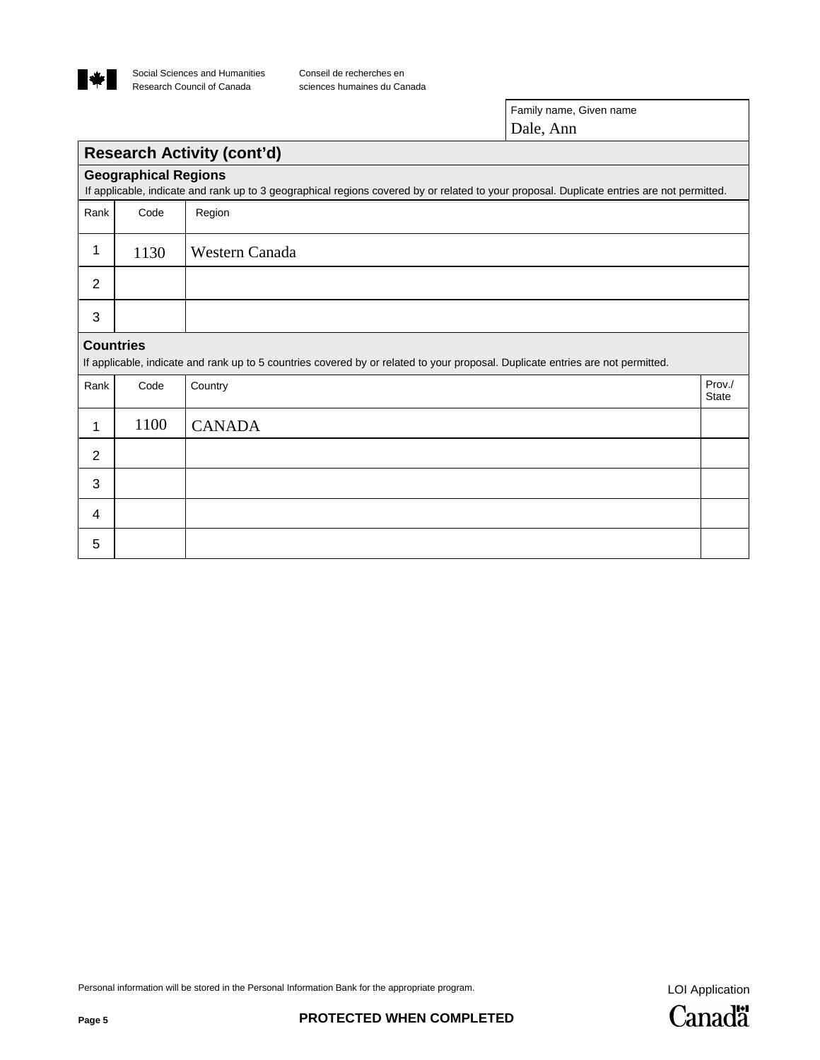Social Sciences and Humanities Research Council of Canada

Conseil de recherches en sciences humaines du Canada

| Family name, Given name |
|---|
| Dale, Ann |

## Research Activity (cont'd)

### Geographical Regions

If applicable, indicate and rank up to 3 geographical regions covered by or related to your proposal. Duplicate entries are not permitted.

| Rank | Code | Region |
|---|---|---|
| 1 | 1130 | Western Canada |
| 2 | | |
| 3 | | |

### Countries

If applicable, indicate and rank up to 5 countries covered by or related to your proposal. Duplicate entries are not permitted.

| Rank | Code | Country | Prov./ State |
|---|---|---|---|
| 1 | 1100 | CANADA | |
| 2 | | | |
| 3 | | | |
| 4 | | | |
| 5 | | | |

Personal information will be stored in the Personal Information Bank for the appropriate program.

LOI Application

PROTECTED WHEN COMPLETED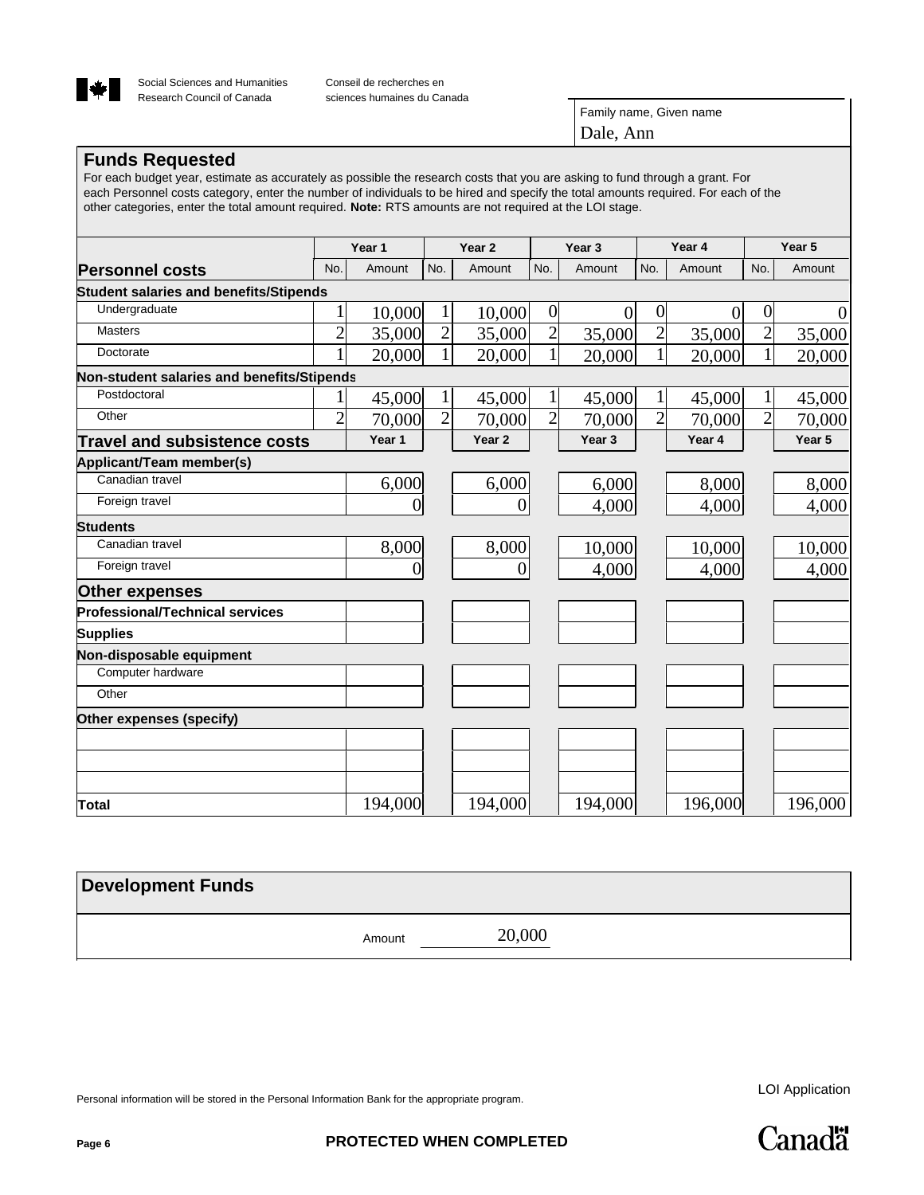Social Sciences and Humanities Research Council of Canada

Conseil de recherches en sciences humaines du Canada

Family name, Given name

Dale, Ann

## Funds Requested

For each budget year, estimate as accurately as possible the research costs that you are asking to fund through a grant. For each Personnel costs category, enter the number of individuals to be hired and specify the total amounts required. For each of the other categories, enter the total amount required. **Note:** RTS amounts are not required at the LOI stage.

| | Year 1 | | Year 2 | | Year 3 | | Year 4 | | Year 5 | |
|---|---|---|---|---|---|---|---|---|---|---|
| **Personnel costs** | No. | Amount | No. | Amount | No. | Amount | No. | Amount | No. | Amount |
| **Student salaries and benefits/Stipends** | | | | | | | | | | |
| Undergraduate | 1 | 10,000 | 1 | 10,000 | 0 | 0 | 0 | 0 | 0 | 0 |
| Masters | 2 | 35,000 | 2 | 35,000 | 2 | 35,000 | 2 | 35,000 | 2 | 35,000 |
| Doctorate | 1 | 20,000 | 1 | 20,000 | 1 | 20,000 | 1 | 20,000 | 1 | 20,000 |
| **Non-student salaries and benefits/Stipends** | | | | | | | | | | |
| Postdoctoral | 1 | 45,000 | 1 | 45,000 | 1 | 45,000 | 1 | 45,000 | 1 | 45,000 |
| Other | 2 | 70,000 | 2 | 70,000 | 2 | 70,000 | 2 | 70,000 | 2 | 70,000 |
| **Travel and subsistence costs** | | Year 1 | | Year 2 | | Year 3 | | Year 4 | | Year 5 |
| **Applicant/Team member(s)** | | | | | | | | | | |
| Canadian travel | | 6,000 | | 6,000 | | 6,000 | | 8,000 | | 8,000 |
| Foreign travel | | 0 | | 0 | | 4,000 | | 4,000 | | 4,000 |
| **Students** | | | | | | | | | | |
| Canadian travel | | 8,000 | | 8,000 | | 10,000 | | 10,000 | | 10,000 |
| Foreign travel | | 0 | | 0 | | 4,000 | | 4,000 | | 4,000 |
| **Other expenses** | | | | | | | | | | |
| **Professional/Technical services** | | | | | | | | | | |
| **Supplies** | | | | | | | | | | |
| **Non-disposable equipment** | | | | | | | | | | |
| Computer hardware | | | | | | | | | | |
| Other | | | | | | | | | | |
| **Other expenses (specify)** | | | | | | | | | | |
| | | | | | | | | | | |
| | | | | | | | | | | |
| | | | | | | | | | | |
| **Total** | | 194,000 | | 194,000 | | 194,000 | | 196,000 | | 196,000 |

## Development Funds

Amount 20,000

Personal information will be stored in the Personal Information Bank for the appropriate program.

LOI Application

PROTECTED WHEN COMPLETED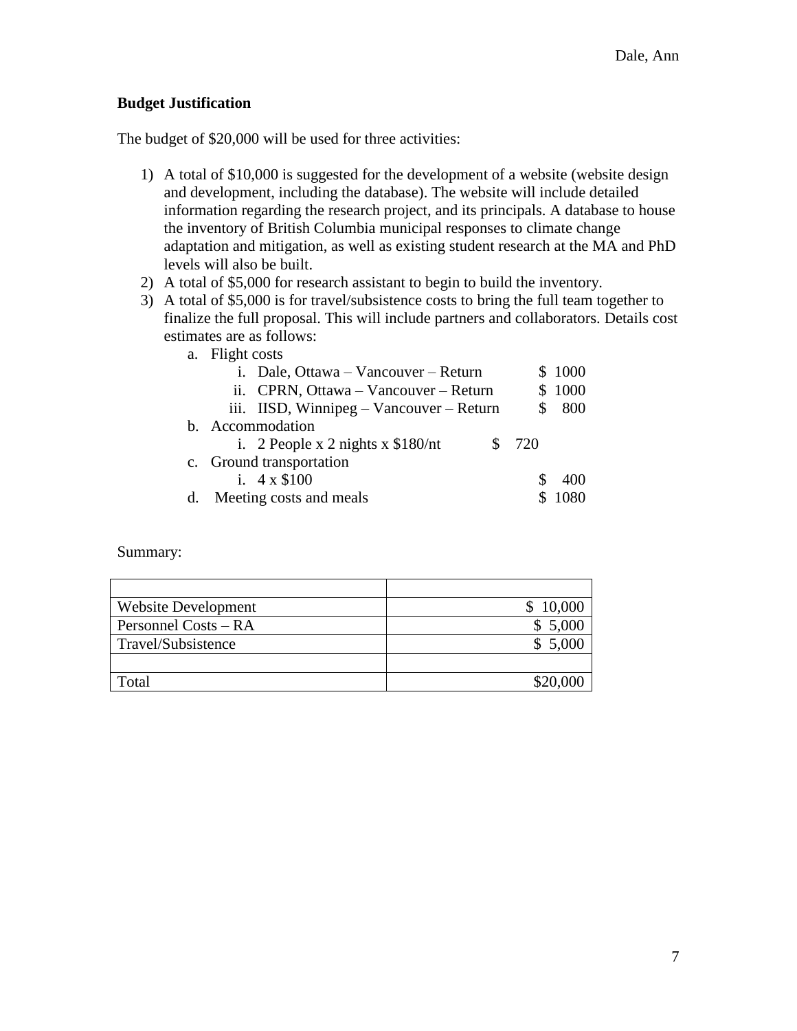**Budget Justification**

The budget of $20,000 will be used for three activities:

1) A total of $10,000 is suggested for the development of a website (website design and development, including the database). The website will include detailed information regarding the research project, and its principals. A database to house the inventory of British Columbia municipal responses to climate change adaptation and mitigation, as well as existing student research at the MA and PhD levels will also be built.
2) A total of $5,000 for research assistant to begin to build the inventory.
3) A total of $5,000 is for travel/subsistence costs to bring the full team together to finalize the full proposal. This will include partners and collaborators. Details cost estimates are as follows:
   a. Flight costs
      i. Dale, Ottawa – Vancouver – Return $ 1000
      ii. CPRN, Ottawa – Vancouver – Return $ 1000
      iii. IISD, Winnipeg – Vancouver – Return $ 800
   b. Accommodation
      i. 2 People x 2 nights x $180/nt $ 720
   c. Ground transportation
      i. 4 x $100 $ 400
   d. Meeting costs and meals $ 1080

Summary:

| | |
|---|---:|
| Website Development | $ 10,000 |
| Personnel Costs – RA | $ 5,000 |
| Travel/Subsistence | $ 5,000 |
| | |
| Total | $20,000 |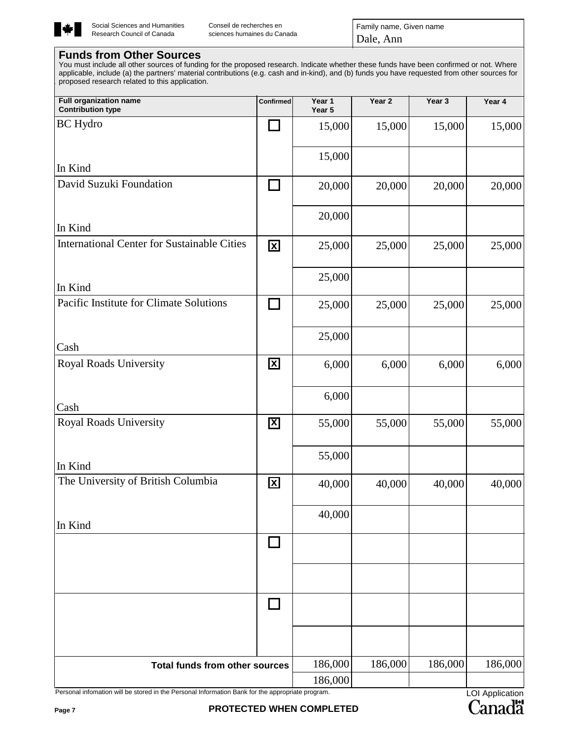Social Sciences and Humanities Research Council of Canada

Conseil de recherches en sciences humaines du Canada

Family name, Given name
Dale, Ann

## Funds from Other Sources

You must include all other sources of funding for the proposed research. Indicate whether these funds have been confirmed or not. Where applicable, include (a) the partners' material contributions (e.g. cash and in-kind), and (b) funds you have requested from other sources for proposed research related to this application.

| Full organization name / Contribution type | Confirmed | Year 1 / Year 5 | Year 2 | Year 3 | Year 4 |
|---|---|---|---|---|---|
| BC Hydro / In Kind | ☐ | 15,000 / 15,000 | 15,000 | 15,000 | 15,000 |
| David Suzuki Foundation / In Kind | ☐ | 20,000 / 20,000 | 20,000 | 20,000 | 20,000 |
| International Center for Sustainable Cities / In Kind | ☒ | 25,000 / 25,000 | 25,000 | 25,000 | 25,000 |
| Pacific Institute for Climate Solutions / Cash | ☐ | 25,000 / 25,000 | 25,000 | 25,000 | 25,000 |
| Royal Roads University / Cash | ☒ | 6,000 / 6,000 | 6,000 | 6,000 | 6,000 |
| Royal Roads University / In Kind | ☒ | 55,000 / 55,000 | 55,000 | 55,000 | 55,000 |
| The University of British Columbia / In Kind | ☒ | 40,000 / 40,000 | 40,000 | 40,000 | 40,000 |
| | ☐ | | | | |
| | ☐ | | | | |
| **Total funds from other sources** | | 186,000 / 186,000 | 186,000 | 186,000 | 186,000 |

Personal infomation will be stored in the Personal Information Bank for the appropriate program.

LOI Application

PROTECTED WHEN COMPLETED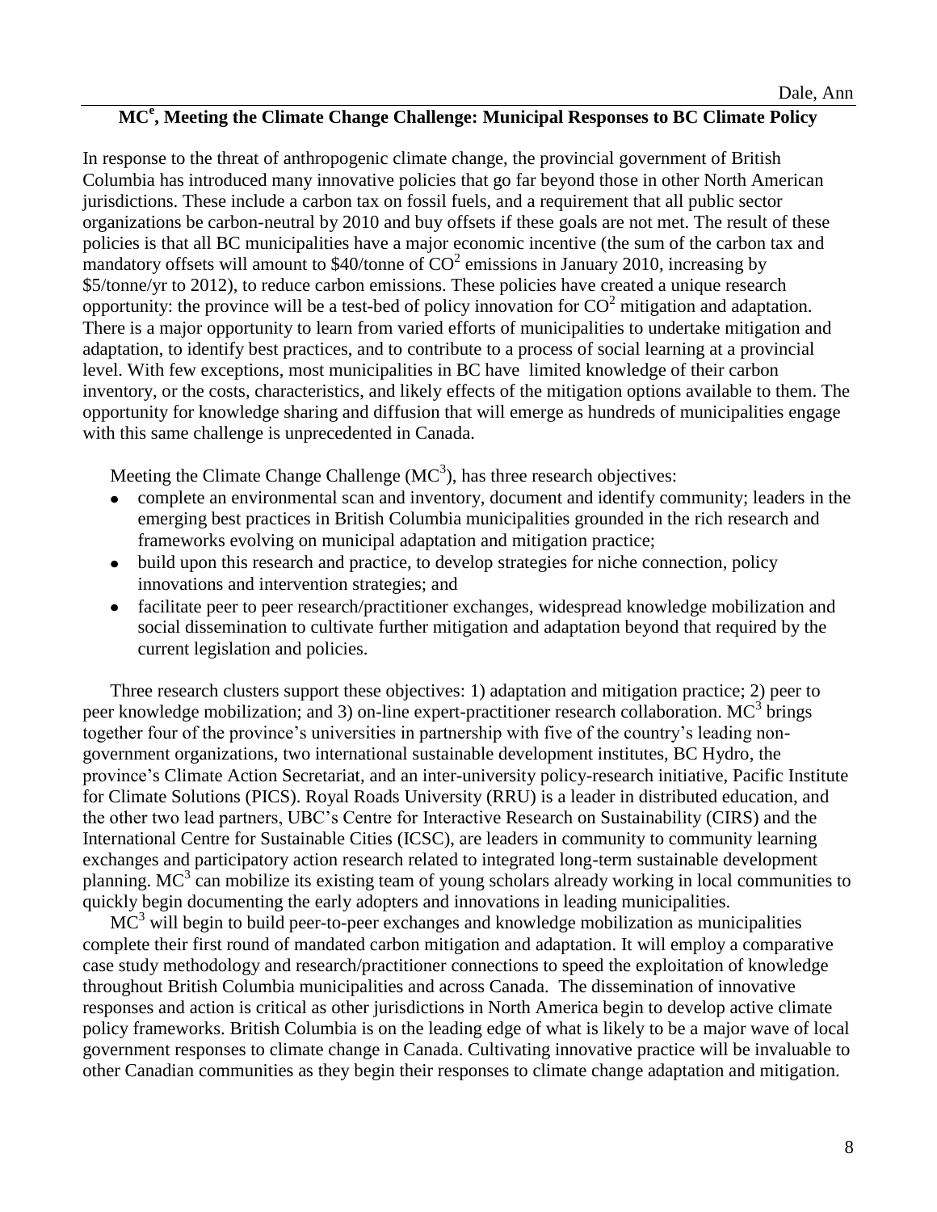## $MC^e$, Meeting the Climate Change Challenge: Municipal Responses to BC Climate Policy

In response to the threat of anthropogenic climate change, the provincial government of British Columbia has introduced many innovative policies that go far beyond those in other North American jurisdictions. These include a carbon tax on fossil fuels, and a requirement that all public sector organizations be carbon-neutral by 2010 and buy offsets if these goals are not met. The result of these policies is that all BC municipalities have a major economic incentive (the sum of the carbon tax and mandatory offsets will amount to \$40/tonne of $CO^2$ emissions in January 2010, increasing by \$5/tonne/yr to 2012), to reduce carbon emissions. These policies have created a unique research opportunity: the province will be a test-bed of policy innovation for $CO^2$ mitigation and adaptation. There is a major opportunity to learn from varied efforts of municipalities to undertake mitigation and adaptation, to identify best practices, and to contribute to a process of social learning at a provincial level. With few exceptions, most municipalities in BC have limited knowledge of their carbon inventory, or the costs, characteristics, and likely effects of the mitigation options available to them. The opportunity for knowledge sharing and diffusion that will emerge as hundreds of municipalities engage with this same challenge is unprecedented in Canada.

Meeting the Climate Change Challenge ($MC^3$), has three research objectives:

- complete an environmental scan and inventory, document and identify community; leaders in the emerging best practices in British Columbia municipalities grounded in the rich research and frameworks evolving on municipal adaptation and mitigation practice;
- build upon this research and practice, to develop strategies for niche connection, policy innovations and intervention strategies; and
- facilitate peer to peer research/practitioner exchanges, widespread knowledge mobilization and social dissemination to cultivate further mitigation and adaptation beyond that required by the current legislation and policies.

Three research clusters support these objectives: 1) adaptation and mitigation practice; 2) peer to peer knowledge mobilization; and 3) on-line expert-practitioner research collaboration. $MC^3$ brings together four of the province's universities in partnership with five of the country's leading non-government organizations, two international sustainable development institutes, BC Hydro, the province's Climate Action Secretariat, and an inter-university policy-research initiative, Pacific Institute for Climate Solutions (PICS). Royal Roads University (RRU) is a leader in distributed education, and the other two lead partners, UBC's Centre for Interactive Research on Sustainability (CIRS) and the International Centre for Sustainable Cities (ICSC), are leaders in community to community learning exchanges and participatory action research related to integrated long-term sustainable development planning. $MC^3$ can mobilize its existing team of young scholars already working in local communities to quickly begin documenting the early adopters and innovations in leading municipalities.

$MC^3$ will begin to build peer-to-peer exchanges and knowledge mobilization as municipalities complete their first round of mandated carbon mitigation and adaptation. It will employ a comparative case study methodology and research/practitioner connections to speed the exploitation of knowledge throughout British Columbia municipalities and across Canada. The dissemination of innovative responses and action is critical as other jurisdictions in North America begin to develop active climate policy frameworks. British Columbia is on the leading edge of what is likely to be a major wave of local government responses to climate change in Canada. Cultivating innovative practice will be invaluable to other Canadian communities as they begin their responses to climate change adaptation and mitigation.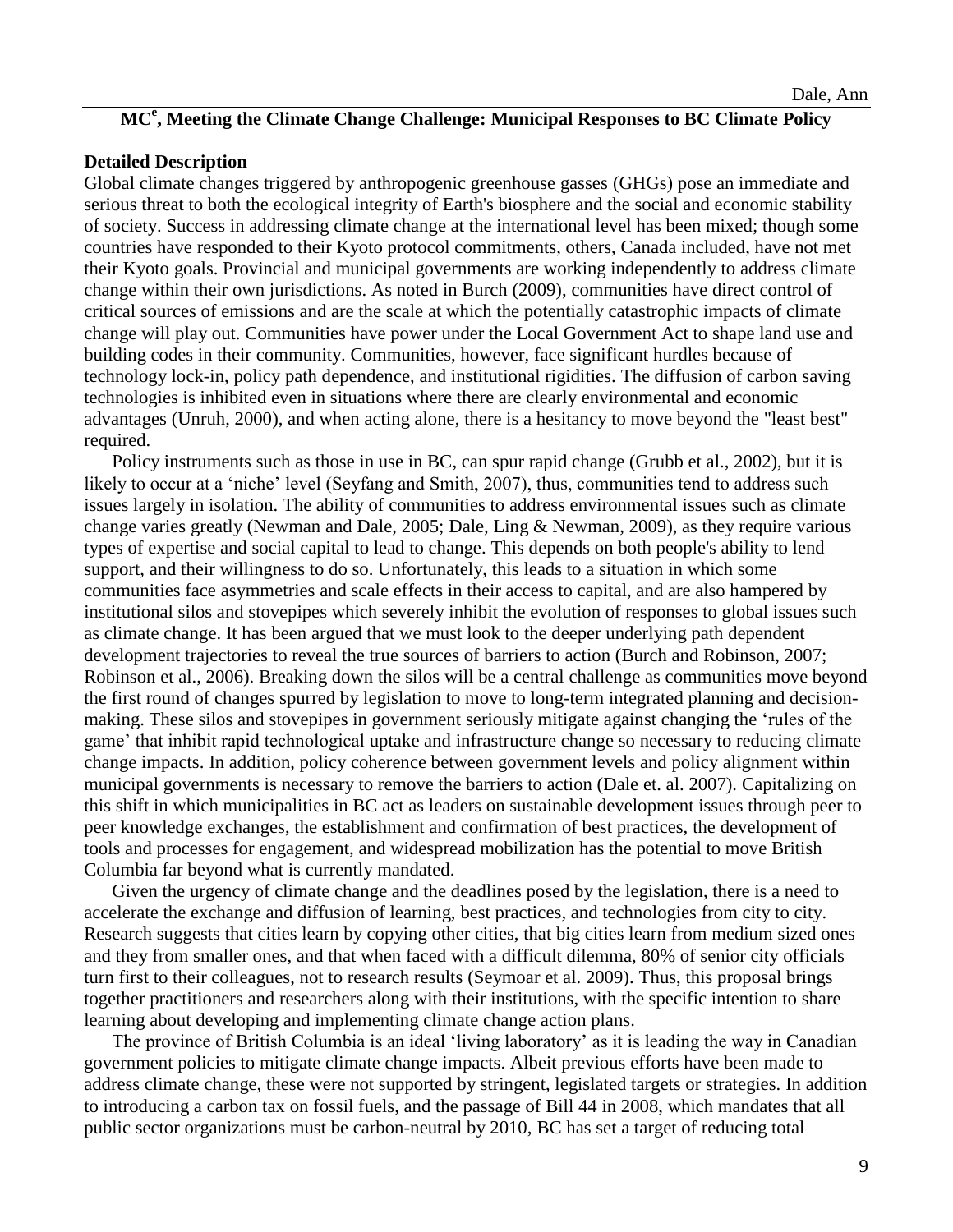**MC[e], Meeting the Climate Change Challenge: Municipal Responses to BC Climate Policy**

**Detailed Description**

Global climate changes triggered by anthropogenic greenhouse gasses (GHGs) pose an immediate and serious threat to both the ecological integrity of Earth's biosphere and the social and economic stability of society. Success in addressing climate change at the international level has been mixed; though some countries have responded to their Kyoto protocol commitments, others, Canada included, have not met their Kyoto goals. Provincial and municipal governments are working independently to address climate change within their own jurisdictions. As noted in Burch (2009), communities have direct control of critical sources of emissions and are the scale at which the potentially catastrophic impacts of climate change will play out. Communities have power under the Local Government Act to shape land use and building codes in their community. Communities, however, face significant hurdles because of technology lock-in, policy path dependence, and institutional rigidities. The diffusion of carbon saving technologies is inhibited even in situations where there are clearly environmental and economic advantages (Unruh, 2000), and when acting alone, there is a hesitancy to move beyond the "least best" required.

Policy instruments such as those in use in BC, can spur rapid change (Grubb et al., 2002), but it is likely to occur at a 'niche' level (Seyfang and Smith, 2007), thus, communities tend to address such issues largely in isolation. The ability of communities to address environmental issues such as climate change varies greatly (Newman and Dale, 2005; Dale, Ling & Newman, 2009), as they require various types of expertise and social capital to lead to change. This depends on both people's ability to lend support, and their willingness to do so. Unfortunately, this leads to a situation in which some communities face asymmetries and scale effects in their access to capital, and are also hampered by institutional silos and stovepipes which severely inhibit the evolution of responses to global issues such as climate change. It has been argued that we must look to the deeper underlying path dependent development trajectories to reveal the true sources of barriers to action (Burch and Robinson, 2007; Robinson et al., 2006). Breaking down the silos will be a central challenge as communities move beyond the first round of changes spurred by legislation to move to long-term integrated planning and decision-making. These silos and stovepipes in government seriously mitigate against changing the 'rules of the game' that inhibit rapid technological uptake and infrastructure change so necessary to reducing climate change impacts. In addition, policy coherence between government levels and policy alignment within municipal governments is necessary to remove the barriers to action (Dale et. al. 2007). Capitalizing on this shift in which municipalities in BC act as leaders on sustainable development issues through peer to peer knowledge exchanges, the establishment and confirmation of best practices, the development of tools and processes for engagement, and widespread mobilization has the potential to move British Columbia far beyond what is currently mandated.

Given the urgency of climate change and the deadlines posed by the legislation, there is a need to accelerate the exchange and diffusion of learning, best practices, and technologies from city to city. Research suggests that cities learn by copying other cities, that big cities learn from medium sized ones and they from smaller ones, and that when faced with a difficult dilemma, 80% of senior city officials turn first to their colleagues, not to research results (Seymoar et al. 2009). Thus, this proposal brings together practitioners and researchers along with their institutions, with the specific intention to share learning about developing and implementing climate change action plans.

The province of British Columbia is an ideal 'living laboratory' as it is leading the way in Canadian government policies to mitigate climate change impacts. Albeit previous efforts have been made to address climate change, these were not supported by stringent, legislated targets or strategies. In addition to introducing a carbon tax on fossil fuels, and the passage of Bill 44 in 2008, which mandates that all public sector organizations must be carbon-neutral by 2010, BC has set a target of reducing total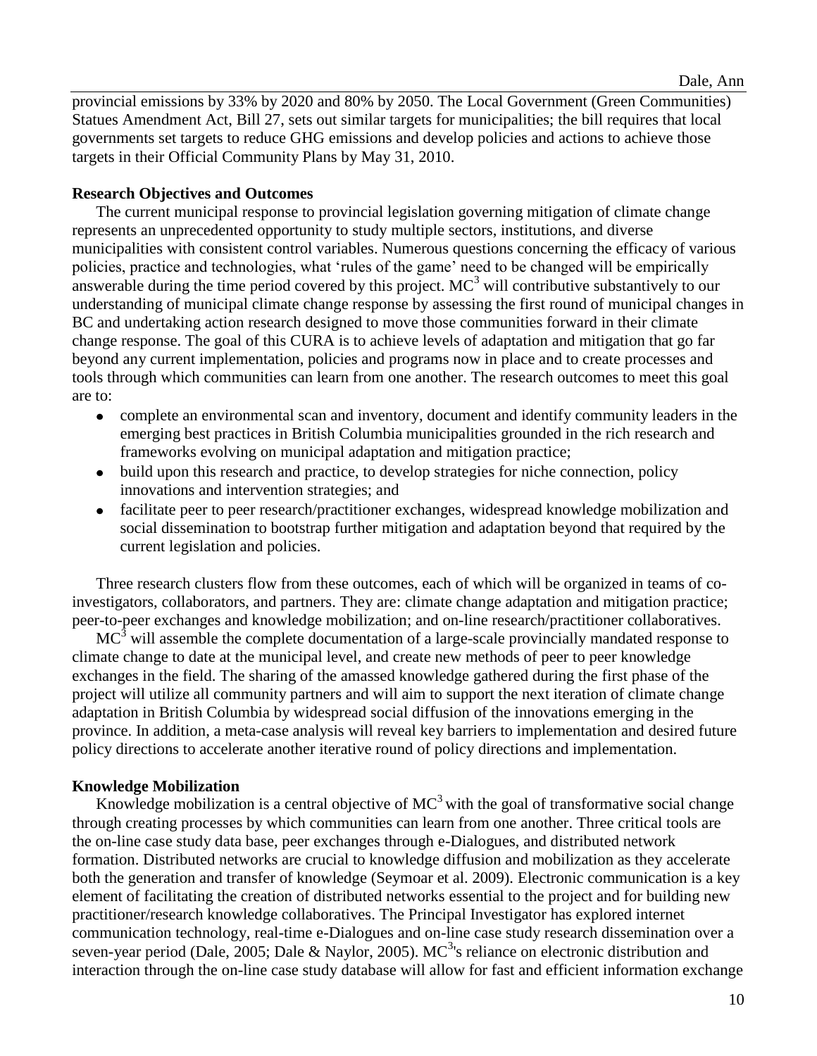provincial emissions by 33% by 2020 and 80% by 2050. The Local Government (Green Communities) Statues Amendment Act, Bill 27, sets out similar targets for municipalities; the bill requires that local governments set targets to reduce GHG emissions and develop policies and actions to achieve those targets in their Official Community Plans by May 31, 2010.

**Research Objectives and Outcomes**

The current municipal response to provincial legislation governing mitigation of climate change represents an unprecedented opportunity to study multiple sectors, institutions, and diverse municipalities with consistent control variables. Numerous questions concerning the efficacy of various policies, practice and technologies, what 'rules of the game' need to be changed will be empirically answerable during the time period covered by this project. $MC^3$ will contributive substantively to our understanding of municipal climate change response by assessing the first round of municipal changes in BC and undertaking action research designed to move those communities forward in their climate change response. The goal of this CURA is to achieve levels of adaptation and mitigation that go far beyond any current implementation, policies and programs now in place and to create processes and tools through which communities can learn from one another. The research outcomes to meet this goal are to:

- complete an environmental scan and inventory, document and identify community leaders in the emerging best practices in British Columbia municipalities grounded in the rich research and frameworks evolving on municipal adaptation and mitigation practice;
- build upon this research and practice, to develop strategies for niche connection, policy innovations and intervention strategies; and
- facilitate peer to peer research/practitioner exchanges, widespread knowledge mobilization and social dissemination to bootstrap further mitigation and adaptation beyond that required by the current legislation and policies.

Three research clusters flow from these outcomes, each of which will be organized in teams of co-investigators, collaborators, and partners. They are: climate change adaptation and mitigation practice; peer-to-peer exchanges and knowledge mobilization; and on-line research/practitioner collaboratives.

$MC^3$ will assemble the complete documentation of a large-scale provincially mandated response to climate change to date at the municipal level, and create new methods of peer to peer knowledge exchanges in the field. The sharing of the amassed knowledge gathered during the first phase of the project will utilize all community partners and will aim to support the next iteration of climate change adaptation in British Columbia by widespread social diffusion of the innovations emerging in the province. In addition, a meta-case analysis will reveal key barriers to implementation and desired future policy directions to accelerate another iterative round of policy directions and implementation.

**Knowledge Mobilization**

Knowledge mobilization is a central objective of $MC^3$ with the goal of transformative social change through creating processes by which communities can learn from one another. Three critical tools are the on-line case study data base, peer exchanges through e-Dialogues, and distributed network formation. Distributed networks are crucial to knowledge diffusion and mobilization as they accelerate both the generation and transfer of knowledge (Seymoar et al. 2009). Electronic communication is a key element of facilitating the creation of distributed networks essential to the project and for building new practitioner/research knowledge collaboratives. The Principal Investigator has explored internet communication technology, real-time e-Dialogues and on-line case study research dissemination over a seven-year period (Dale, 2005; Dale & Naylor, 2005). $MC^3$'s reliance on electronic distribution and interaction through the on-line case study database will allow for fast and efficient information exchange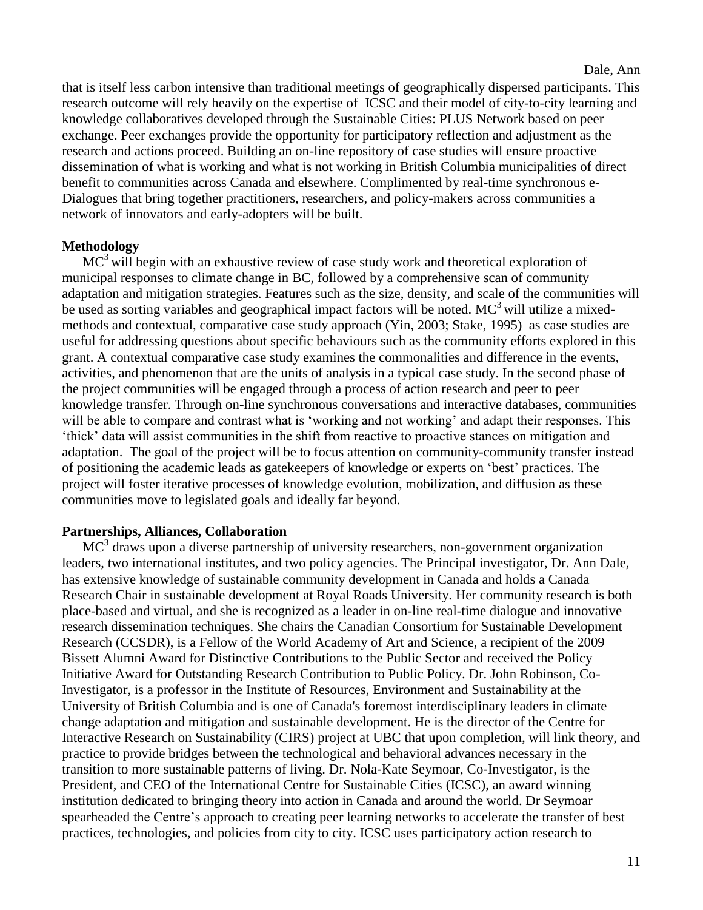that is itself less carbon intensive than traditional meetings of geographically dispersed participants. This research outcome will rely heavily on the expertise of ICSC and their model of city-to-city learning and knowledge collaboratives developed through the Sustainable Cities: PLUS Network based on peer exchange. Peer exchanges provide the opportunity for participatory reflection and adjustment as the research and actions proceed. Building an on-line repository of case studies will ensure proactive dissemination of what is working and what is not working in British Columbia municipalities of direct benefit to communities across Canada and elsewhere. Complimented by real-time synchronous e-Dialogues that bring together practitioners, researchers, and policy-makers across communities a network of innovators and early-adopters will be built.

**Methodology**

$MC^3$ will begin with an exhaustive review of case study work and theoretical exploration of municipal responses to climate change in BC, followed by a comprehensive scan of community adaptation and mitigation strategies. Features such as the size, density, and scale of the communities will be used as sorting variables and geographical impact factors will be noted. $MC^3$ will utilize a mixed-methods and contextual, comparative case study approach (Yin, 2003; Stake, 1995) as case studies are useful for addressing questions about specific behaviours such as the community efforts explored in this grant. A contextual comparative case study examines the commonalities and difference in the events, activities, and phenomenon that are the units of analysis in a typical case study. In the second phase of the project communities will be engaged through a process of action research and peer to peer knowledge transfer. Through on-line synchronous conversations and interactive databases, communities will be able to compare and contrast what is 'working and not working' and adapt their responses. This 'thick' data will assist communities in the shift from reactive to proactive stances on mitigation and adaptation. The goal of the project will be to focus attention on community-community transfer instead of positioning the academic leads as gatekeepers of knowledge or experts on 'best' practices. The project will foster iterative processes of knowledge evolution, mobilization, and diffusion as these communities move to legislated goals and ideally far beyond.

**Partnerships, Alliances, Collaboration**

$MC^3$ draws upon a diverse partnership of university researchers, non-government organization leaders, two international institutes, and two policy agencies. The Principal investigator, Dr. Ann Dale, has extensive knowledge of sustainable community development in Canada and holds a Canada Research Chair in sustainable development at Royal Roads University. Her community research is both place-based and virtual, and she is recognized as a leader in on-line real-time dialogue and innovative research dissemination techniques. She chairs the Canadian Consortium for Sustainable Development Research (CCSDR), is a Fellow of the World Academy of Art and Science, a recipient of the 2009 Bissett Alumni Award for Distinctive Contributions to the Public Sector and received the Policy Initiative Award for Outstanding Research Contribution to Public Policy. Dr. John Robinson, Co-Investigator, is a professor in the Institute of Resources, Environment and Sustainability at the University of British Columbia and is one of Canada's foremost interdisciplinary leaders in climate change adaptation and mitigation and sustainable development. He is the director of the Centre for Interactive Research on Sustainability (CIRS) project at UBC that upon completion, will link theory, and practice to provide bridges between the technological and behavioral advances necessary in the transition to more sustainable patterns of living. Dr. Nola-Kate Seymoar, Co-Investigator, is the President, and CEO of the International Centre for Sustainable Cities (ICSC), an award winning institution dedicated to bringing theory into action in Canada and around the world. Dr Seymoar spearheaded the Centre's approach to creating peer learning networks to accelerate the transfer of best practices, technologies, and policies from city to city. ICSC uses participatory action research to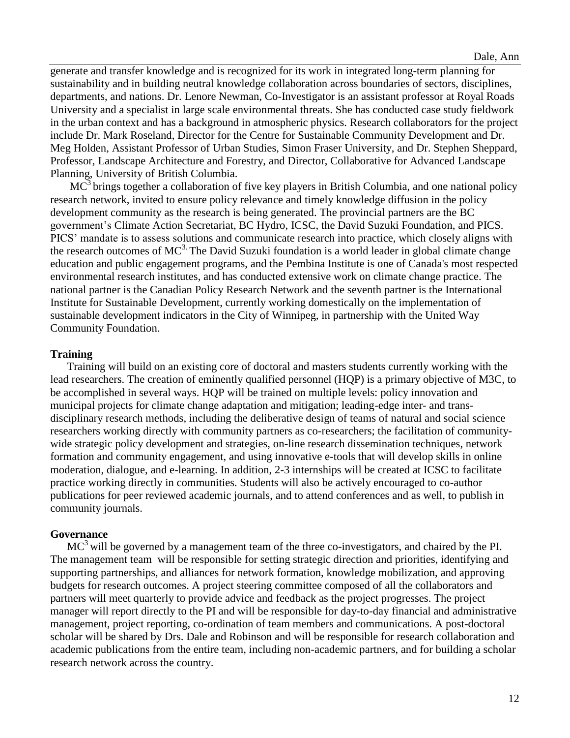generate and transfer knowledge and is recognized for its work in integrated long-term planning for sustainability and in building neutral knowledge collaboration across boundaries of sectors, disciplines, departments, and nations. Dr. Lenore Newman, Co-Investigator is an assistant professor at Royal Roads University and a specialist in large scale environmental threats. She has conducted case study fieldwork in the urban context and has a background in atmospheric physics. Research collaborators for the project include Dr. Mark Roseland, Director for the Centre for Sustainable Community Development and Dr. Meg Holden, Assistant Professor of Urban Studies, Simon Fraser University, and Dr. Stephen Sheppard, Professor, Landscape Architecture and Forestry, and Director, Collaborative for Advanced Landscape Planning, University of British Columbia.

$MC^3$ brings together a collaboration of five key players in British Columbia, and one national policy research network, invited to ensure policy relevance and timely knowledge diffusion in the policy development community as the research is being generated. The provincial partners are the BC government's Climate Action Secretariat, BC Hydro, ICSC, the David Suzuki Foundation, and PICS. PICS' mandate is to assess solutions and communicate research into practice, which closely aligns with the research outcomes of $MC^3$. The David Suzuki foundation is a world leader in global climate change education and public engagement programs, and the Pembina Institute is one of Canada's most respected environmental research institutes, and has conducted extensive work on climate change practice. The national partner is the Canadian Policy Research Network and the seventh partner is the International Institute for Sustainable Development, currently working domestically on the implementation of sustainable development indicators in the City of Winnipeg, in partnership with the United Way Community Foundation.

**Training**

Training will build on an existing core of doctoral and masters students currently working with the lead researchers. The creation of eminently qualified personnel (HQP) is a primary objective of M3C, to be accomplished in several ways. HQP will be trained on multiple levels: policy innovation and municipal projects for climate change adaptation and mitigation; leading-edge inter- and trans-disciplinary research methods, including the deliberative design of teams of natural and social science researchers working directly with community partners as co-researchers; the facilitation of community-wide strategic policy development and strategies, on-line research dissemination techniques, network formation and community engagement, and using innovative e-tools that will develop skills in online moderation, dialogue, and e-learning. In addition, 2-3 internships will be created at ICSC to facilitate practice working directly in communities. Students will also be actively encouraged to co-author publications for peer reviewed academic journals, and to attend conferences and as well, to publish in community journals.

**Governance**

$MC^3$ will be governed by a management team of the three co-investigators, and chaired by the PI. The management team will be responsible for setting strategic direction and priorities, identifying and supporting partnerships, and alliances for network formation, knowledge mobilization, and approving budgets for research outcomes. A project steering committee composed of all the collaborators and partners will meet quarterly to provide advice and feedback as the project progresses. The project manager will report directly to the PI and will be responsible for day-to-day financial and administrative management, project reporting, co-ordination of team members and communications. A post-doctoral scholar will be shared by Drs. Dale and Robinson and will be responsible for research collaboration and academic publications from the entire team, including non-academic partners, and for building a scholar research network across the country.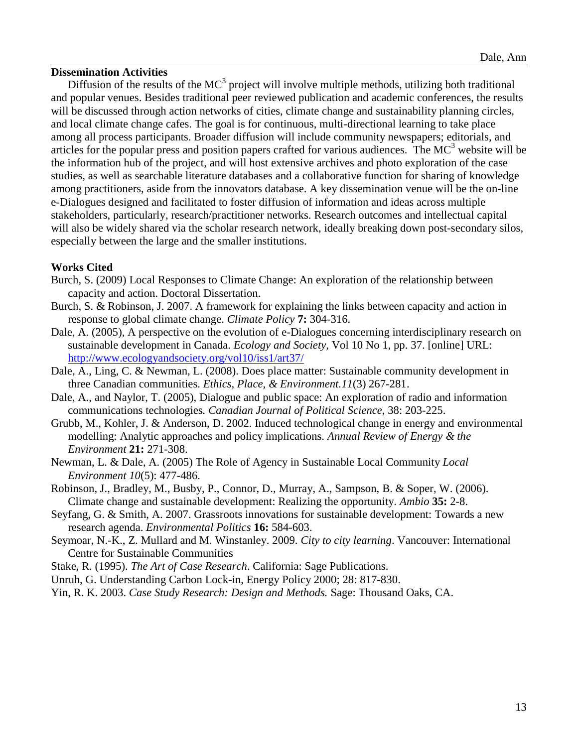**Dissemination Activities**

Diffusion of the results of the MC$^3$ project will involve multiple methods, utilizing both traditional and popular venues. Besides traditional peer reviewed publication and academic conferences, the results will be discussed through action networks of cities, climate change and sustainability planning circles, and local climate change cafes. The goal is for continuous, multi-directional learning to take place among all process participants. Broader diffusion will include community newspapers; editorials, and articles for the popular press and position papers crafted for various audiences. The MC$^3$ website will be the information hub of the project, and will host extensive archives and photo exploration of the case studies, as well as searchable literature databases and a collaborative function for sharing of knowledge among practitioners, aside from the innovators database. A key dissemination venue will be the on-line e-Dialogues designed and facilitated to foster diffusion of information and ideas across multiple stakeholders, particularly, research/practitioner networks. Research outcomes and intellectual capital will also be widely shared via the scholar research network, ideally breaking down post-secondary silos, especially between the large and the smaller institutions.

**Works Cited**

Burch, S. (2009) Local Responses to Climate Change: An exploration of the relationship between capacity and action. Doctoral Dissertation.

Burch, S. & Robinson, J. 2007. A framework for explaining the links between capacity and action in response to global climate change. *Climate Policy* **7:** 304-316.

Dale, A. (2005), A perspective on the evolution of e-Dialogues concerning interdisciplinary research on sustainable development in Canada. *Ecology and Society,* Vol 10 No 1, pp. 37. [online] URL: http://www.ecologyandsociety.org/vol10/iss1/art37/

Dale, A., Ling, C. & Newman, L. (2008). Does place matter: Sustainable community development in three Canadian communities. *Ethics, Place, & Environment.11*(3) 267-281.

Dale, A., and Naylor, T. (2005), Dialogue and public space: An exploration of radio and information communications technologies. *Canadian Journal of Political Science*, 38: 203-225.

Grubb, M., Kohler, J. & Anderson, D. 2002. Induced technological change in energy and environmental modelling: Analytic approaches and policy implications. *Annual Review of Energy & the Environment* **21:** 271-308.

Newman, L. & Dale, A. (2005) The Role of Agency in Sustainable Local Community *Local Environment 10*(5): 477-486.

Robinson, J., Bradley, M., Busby, P., Connor, D., Murray, A., Sampson, B. & Soper, W. (2006). Climate change and sustainable development: Realizing the opportunity. *Ambio* **35:** 2-8.

Seyfang, G. & Smith, A. 2007. Grassroots innovations for sustainable development: Towards a new research agenda. *Environmental Politics* **16:** 584-603.

Seymoar, N.-K., Z. Mullard and M. Winstanley. 2009. *City to city learning*. Vancouver: International Centre for Sustainable Communities

Stake, R. (1995). *The Art of Case Research*. California: Sage Publications.

Unruh, G. Understanding Carbon Lock-in, Energy Policy 2000; 28: 817-830.

Yin, R. K. 2003. *Case Study Research: Design and Methods.* Sage: Thousand Oaks, CA.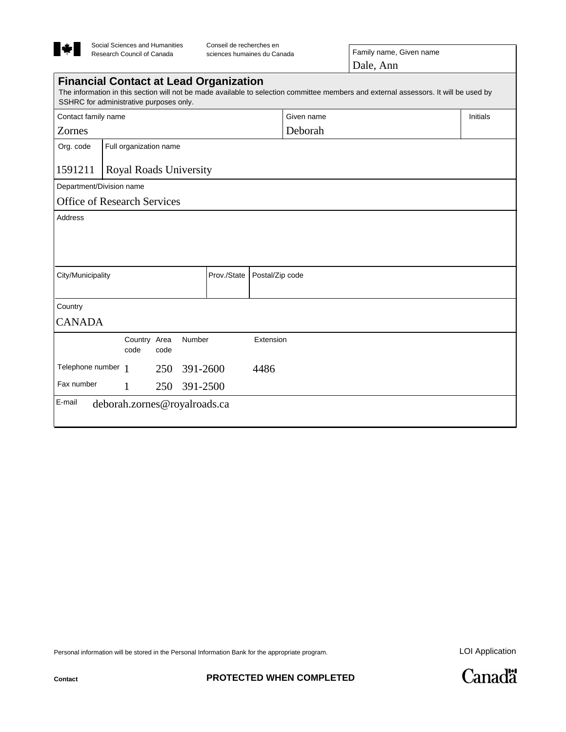Social Sciences and Humanities Research Council of Canada | Conseil de recherches en sciences humaines du Canada

| Family name, Given name |
|---|
| Dale, Ann |

## Financial Contact at Lead Organization

The information in this section will not be made available to selection committee members and external assessors. It will be used by SSHRC for administrative purposes only.

| Contact family name | Given name | Initials |
|---|---|---|
| Zornes | Deborah | |

| Org. code | Full organization name |
|---|---|
| 1591211 | Royal Roads University |

Department/Division name

Office of Research Services

Address

| City/Municipality | Prov./State | Postal/Zip code |
|---|---|---|
| | | |

Country

CANADA

| | Country code | Area code | Number | Extension |
|---|---|---|---|---|
| Telephone number | 1 | 250 | 391-2600 | 4486 |
| Fax number | 1 | 250 | 391-2500 | |

E-mail deborah.zornes@royalroads.ca

Personal information will be stored in the Personal Information Bank for the appropriate program.

LOI Application

Contact

PROTECTED WHEN COMPLETED

Canada